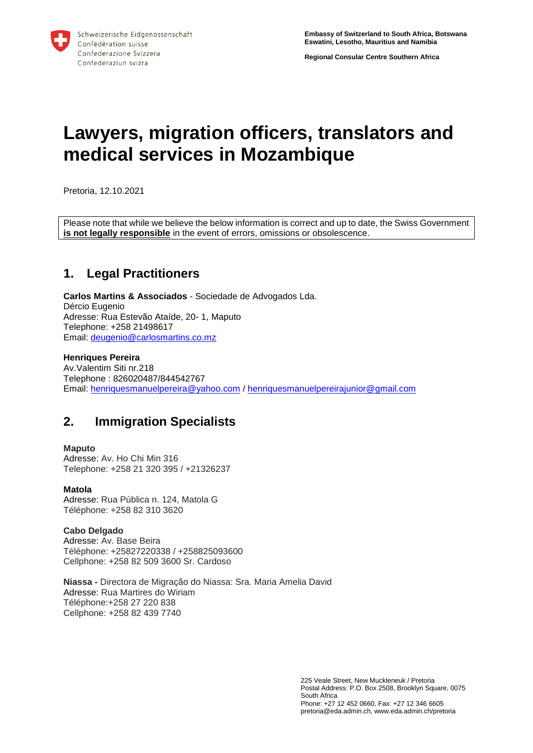Schweizerische Eidgenossenschaft
Confédération suisse
Confederazione Svizzera
Confederaziun svizra

**Embassy of Switzerland to South Africa, Botswana Eswatini, Lesotho, Mauritius and Namibia**

**Regional Consular Centre Southern Africa**

# Lawyers, migration officers, translators and medical services in Mozambique

Pretoria, 12.10.2021

Please note that while we believe the below information is correct and up to date, the Swiss Government **is not legally responsible** in the event of errors, omissions or obsolescence.

## 1. Legal Practitioners

**Carlos Martins & Associados** - Sociedade de Advogados Lda.
Dércio Eugenio
Adresse: Rua Estevão Ataíde, 20- 1, Maputo
Telephone: +258 21498617
Email: deugenio@carlosmartins.co.mz

**Henriques Pereira**
Av.Valentim Siti nr.218
Telephone : 826020487/844542767
Email: henriquesmanuelpereira@yahoo.com / henriquesmanuelpereirajunior@gmail.com

## 2. Immigration Specialists

**Maputo**
Adresse: Av. Ho Chi Min 316
Telephone: +258 21 320 395 / +21326237

**Matola**
Adresse: Rua Pública n. 124, Matola G
Téléphone: +258 82 310 3620

**Cabo Delgado**
Adresse: Av. Base Beira
Téléphone: +25827220338 / +258825093600
Cellphone: +258 82 509 3600 Sr. Cardoso

**Niassa -** Directora de Migração do Niassa: Sra. Maria Amelia David
Adresse: Rua Martires do Wiriam
Téléphone:+258 27 220 838
Cellphone: +258 82 439 7740

225 Veale Street, New Muckleneuk / Pretoria
Postal Address: P.O. Box 2508, Brooklyn Square, 0075
South Africa
Phone: +27 12 452 0660, Fax: +27 12 346 6605
pretoria@eda.admin.ch, www.eda.admin.ch/pretoria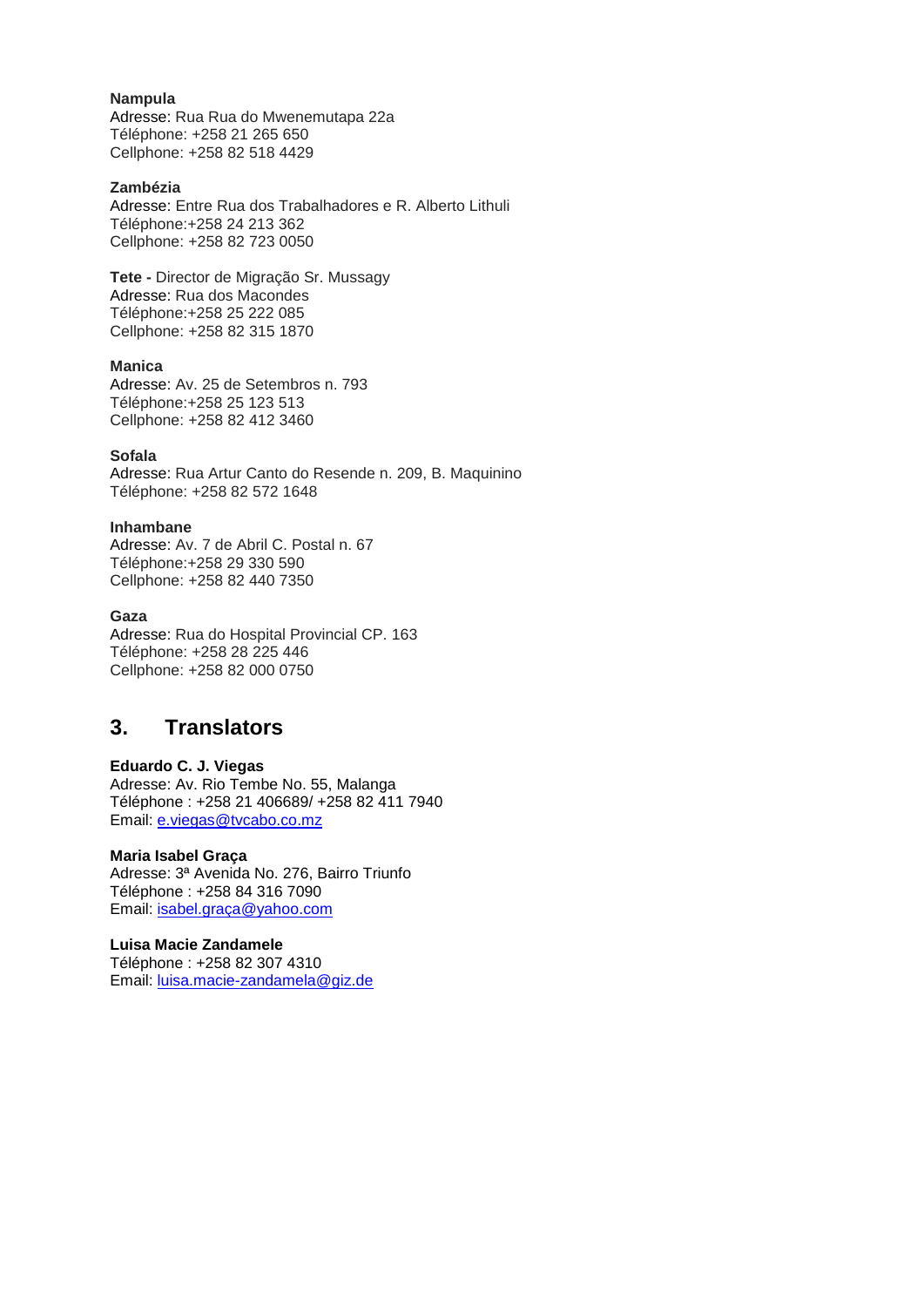**Nampula**
Adresse: Rua Rua do Mwenemutapa 22a
Téléphone: +258 21 265 650
Cellphone: +258 82 518 4429

**Zambézia**
Adresse: Entre Rua dos Trabalhadores e R. Alberto Lithuli
Téléphone:+258 24 213 362
Cellphone: +258 82 723 0050

**Tete -** Director de Migração Sr. Mussagy
Adresse: Rua dos Macondes
Téléphone:+258 25 222 085
Cellphone: +258 82 315 1870

**Manica**
Adresse: Av. 25 de Setembros n. 793
Téléphone:+258 25 123 513
Cellphone: +258 82 412 3460

**Sofala**
Adresse: Rua Artur Canto do Resende n. 209, B. Maquinino
Téléphone: +258 82 572 1648

**Inhambane**
Adresse: Av. 7 de Abril C. Postal n. 67
Téléphone:+258 29 330 590
Cellphone: +258 82 440 7350

**Gaza**
Adresse: Rua do Hospital Provincial CP. 163
Téléphone: +258 28 225 446
Cellphone: +258 82 000 0750

## 3. Translators

**Eduardo C. J. Viegas**
Adresse: Av. Rio Tembe No. 55, Malanga
Téléphone : +258 21 406689/ +258 82 411 7940
Email: e.viegas@tvcabo.co.mz

**Maria Isabel Graça**
Adresse: 3ª Avenida No. 276, Bairro Triunfo
Téléphone : +258 84 316 7090
Email: isabel.graça@yahoo.com

**Luisa Macie Zandamele**
Téléphone : +258 82 307 4310
Email: luisa.macie-zandamela@giz.de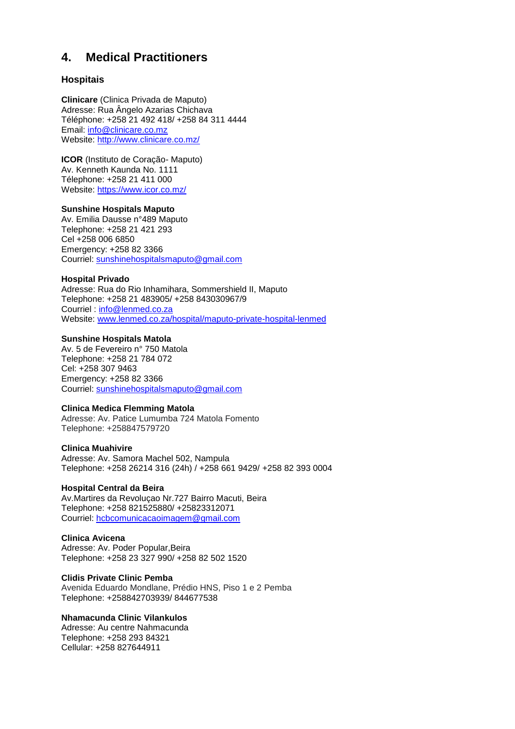## 4. Medical Practitioners

### Hospitais

**Clinicare** (Clinica Privada de Maputo)
Adresse: Rua Ângelo Azarias Chichava
Téléphone: +258 21 492 418/ +258 84 311 4444
Email: info@clinicare.co.mz
Website: http://www.clinicare.co.mz/

**ICOR** (Instituto de Coração- Maputo)
Av. Kenneth Kaunda No. 1111
Télephone: +258 21 411 000
Website: https://www.icor.co.mz/

**Sunshine Hospitals Maputo**
Av. Emilia Dausse n°489 Maputo
Telephone: +258 21 421 293
Cel +258 006 6850
Emergency: +258 82 3366
Courriel: sunshinehospitalsmaputo@gmail.com

**Hospital Privado**
Adresse: Rua do Rio Inhamihara, Sommershield II, Maputo
Telephone: +258 21 483905/ +258 843030967/9
Courriel : info@lenmed.co.za
Website: www.lenmed.co.za/hospital/maputo-private-hospital-lenmed

**Sunshine Hospitals Matola**
Av. 5 de Fevereiro n° 750 Matola
Telephone: +258 21 784 072
Cel: +258 307 9463
Emergency: +258 82 3366
Courriel: sunshinehospitalsmaputo@gmail.com

**Clinica Medica Flemming Matola**
Adresse: Av. Patice Lumumba 724 Matola Fomento
Telephone: +258847579720

**Clinica Muahivire**
Adresse: Av. Samora Machel 502, Nampula
Telephone: +258 26214 316 (24h) / +258 661 9429/ +258 82 393 0004

**Hospital Central da Beira**
Av.Martires da Revoluçao Nr.727 Bairro Macuti, Beira
Telephone: +258 821525880/ +25823312071
Courriel: hcbcomunicacaoimagem@gmail.com

**Clinica Avicena**
Adresse: Av. Poder Popular,Beira
Telephone: +258 23 327 990/ +258 82 502 1520

**Clidis Private Clinic Pemba**
Avenida Eduardo Mondlane, Prédio HNS, Piso 1 e 2 Pemba
Telephone: +258842703939/ 844677538

**Nhamacunda Clinic Vilankulos**
Adresse: Au centre Nahmacunda
Telephone: +258 293 84321
Cellular: +258 827644911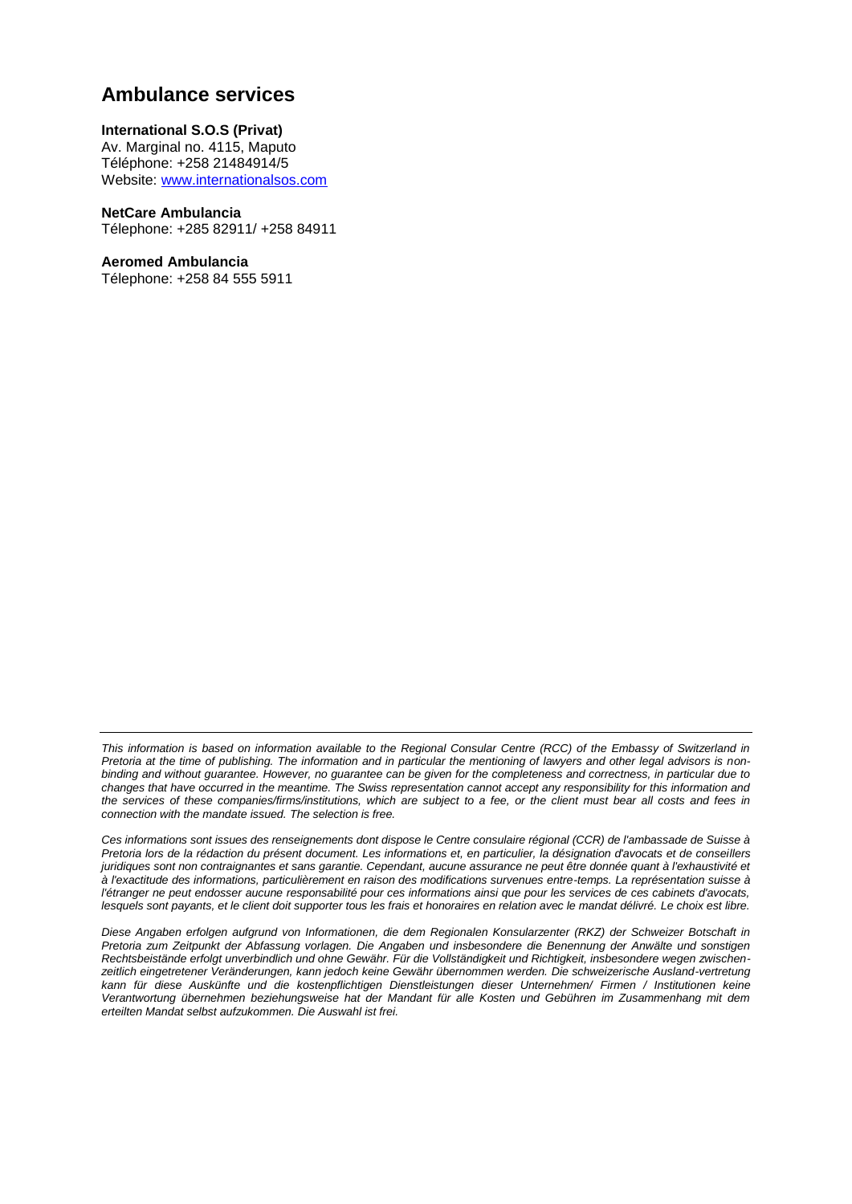## Ambulance services

**International S.O.S (Privat)**
Av. Marginal no. 4115, Maputo
Téléphone: +258 21484914/5
Website: www.internationalsos.com

**NetCare Ambulancia**
Télephone: +285 82911/ +258 84911

**Aeromed Ambulancia**
Télephone: +258 84 555 5911

---

*This information is based on information available to the Regional Consular Centre (RCC) of the Embassy of Switzerland in Pretoria at the time of publishing. The information and in particular the mentioning of lawyers and other legal advisors is non-binding and without guarantee. However, no guarantee can be given for the completeness and correctness, in particular due to changes that have occurred in the meantime. The Swiss representation cannot accept any responsibility for this information and the services of these companies/firms/institutions, which are subject to a fee, or the client must bear all costs and fees in connection with the mandate issued. The selection is free.*

*Ces informations sont issues des renseignements dont dispose le Centre consulaire régional (CCR) de l'ambassade de Suisse à Pretoria lors de la rédaction du présent document. Les informations et, en particulier, la désignation d'avocats et de conseillers juridiques sont non contraignantes et sans garantie. Cependant, aucune assurance ne peut être donnée quant à l'exhaustivité et à l'exactitude des informations, particulièrement en raison des modifications survenues entre-temps. La représentation suisse à l'étranger ne peut endosser aucune responsabilité pour ces informations ainsi que pour les services de ces cabinets d'avocats, lesquels sont payants, et le client doit supporter tous les frais et honoraires en relation avec le mandat délivré. Le choix est libre.*

*Diese Angaben erfolgen aufgrund von Informationen, die dem Regionalen Konsularzenter (RKZ) der Schweizer Botschaft in Pretoria zum Zeitpunkt der Abfassung vorlagen. Die Angaben und insbesondere die Benennung der Anwälte und sonstigen Rechtsbeistände erfolgt unverbindlich und ohne Gewähr. Für die Vollständigkeit und Richtigkeit, insbesondere wegen zwischen-zeitlich eingetretener Veränderungen, kann jedoch keine Gewähr übernommen werden. Die schweizerische Ausland-vertretung kann für diese Auskünfte und die kostenpflichtigen Dienstleistungen dieser Unternehmen/ Firmen / Institutionen keine Verantwortung übernehmen beziehungsweise hat der Mandant für alle Kosten und Gebühren im Zusammenhang mit dem erteilten Mandat selbst aufzukommen. Die Auswahl ist frei.*